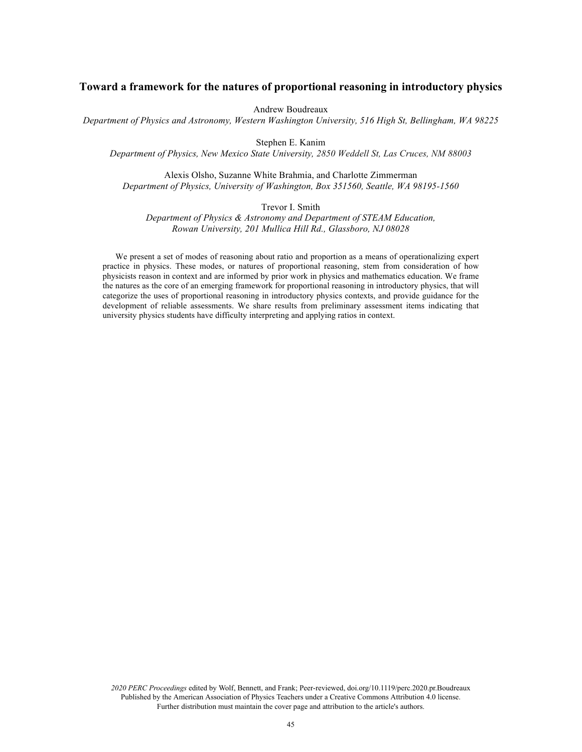# Toward a framework for the natures of proportional reasoning in introductory physics

Andrew Boudreaux

*Department of Physics and Astronomy, Western Washington University, 516 High St, Bellingham, WA 98225*

Stephen E. Kanim

*Department of Physics, New Mexico State University, 2850 Weddell St, Las Cruces, NM 88003*

Alexis Olsho, Suzanne White Brahmia, and Charlotte Zimmerman

*Department of Physics, University of Washington, Box 351560, Seattle, WA 98195-1560*

Trevor I. Smith

*Department of Physics & Astronomy and Department of STEAM Education, Rowan University, 201 Mullica Hill Rd., Glassboro, NJ 08028*

We present a set of modes of reasoning about ratio and proportion as a means of operationalizing expert practice in physics. These modes, or natures of proportional reasoning, stem from consideration of how physicists reason in context and are informed by prior work in physics and mathematics education. We frame the natures as the core of an emerging framework for proportional reasoning in introductory physics, that will categorize the uses of proportional reasoning in introductory physics contexts, and provide guidance for the development of reliable assessments. We share results from preliminary assessment items indicating that university physics students have difficulty interpreting and applying ratios in context.

*2020 PERC Proceedings* edited by Wolf, Bennett, and Frank; Peer-reviewed, doi.org/10.1119/perc.2020.pr.Boudreaux
Published by the American Association of Physics Teachers under a Creative Commons Attribution 4.0 license.
Further distribution must maintain the cover page and attribution to the article's authors.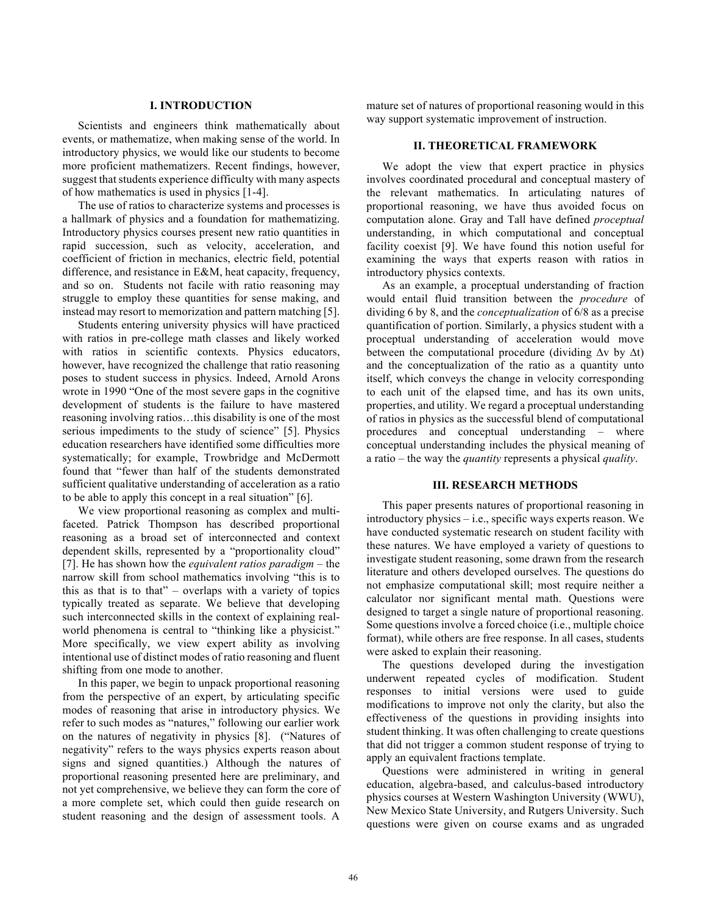## I. INTRODUCTION

Scientists and engineers think mathematically about events, or mathematize, when making sense of the world. In introductory physics, we would like our students to become more proficient mathematizers. Recent findings, however, suggest that students experience difficulty with many aspects of how mathematics is used in physics [1-4].

The use of ratios to characterize systems and processes is a hallmark of physics and a foundation for mathematizing. Introductory physics courses present new ratio quantities in rapid succession, such as velocity, acceleration, and coefficient of friction in mechanics, electric field, potential difference, and resistance in E&M, heat capacity, frequency, and so on. Students not facile with ratio reasoning may struggle to employ these quantities for sense making, and instead may resort to memorization and pattern matching [5].

Students entering university physics will have practiced with ratios in pre-college math classes and likely worked with ratios in scientific contexts. Physics educators, however, have recognized the challenge that ratio reasoning poses to student success in physics. Indeed, Arnold Arons wrote in 1990 "One of the most severe gaps in the cognitive development of students is the failure to have mastered reasoning involving ratios…this disability is one of the most serious impediments to the study of science" [5]. Physics education researchers have identified some difficulties more systematically; for example, Trowbridge and McDermott found that "fewer than half of the students demonstrated sufficient qualitative understanding of acceleration as a ratio to be able to apply this concept in a real situation" [6].

We view proportional reasoning as complex and multi-faceted. Patrick Thompson has described proportional reasoning as a broad set of interconnected and context dependent skills, represented by a "proportionality cloud" [7]. He has shown how the *equivalent ratios paradigm* – the narrow skill from school mathematics involving "this is to this as that is to that" – overlaps with a variety of topics typically treated as separate. We believe that developing such interconnected skills in the context of explaining real-world phenomena is central to "thinking like a physicist." More specifically, we view expert ability as involving intentional use of distinct modes of ratio reasoning and fluent shifting from one mode to another.

In this paper, we begin to unpack proportional reasoning from the perspective of an expert, by articulating specific modes of reasoning that arise in introductory physics. We refer to such modes as "natures," following our earlier work on the natures of negativity in physics [8]. ("Natures of negativity" refers to the ways physics experts reason about signs and signed quantities.) Although the natures of proportional reasoning presented here are preliminary, and not yet comprehensive, we believe they can form the core of a more complete set, which could then guide research on student reasoning and the design of assessment tools. A mature set of natures of proportional reasoning would in this way support systematic improvement of instruction.

## II. THEORETICAL FRAMEWORK

We adopt the view that expert practice in physics involves coordinated procedural and conceptual mastery of the relevant mathematics. In articulating natures of proportional reasoning, we have thus avoided focus on computation alone. Gray and Tall have defined *proceptual* understanding, in which computational and conceptual facility coexist [9]. We have found this notion useful for examining the ways that experts reason with ratios in introductory physics contexts.

As an example, a proceptual understanding of fraction would entail fluid transition between the *procedure* of dividing 6 by 8, and the *conceptualization* of 6/8 as a precise quantification of portion. Similarly, a physics student with a proceptual understanding of acceleration would move between the computational procedure (dividing $\Delta v$ by $\Delta t$) and the conceptualization of the ratio as a quantity unto itself, which conveys the change in velocity corresponding to each unit of the elapsed time, and has its own units, properties, and utility. We regard a proceptual understanding of ratios in physics as the successful blend of computational procedures and conceptual understanding – where conceptual understanding includes the physical meaning of a ratio – the way the *quantity* represents a physical *quality*.

## III. RESEARCH METHODS

This paper presents natures of proportional reasoning in introductory physics – i.e., specific ways experts reason. We have conducted systematic research on student facility with these natures. We have employed a variety of questions to investigate student reasoning, some drawn from the research literature and others developed ourselves. The questions do not emphasize computational skill; most require neither a calculator nor significant mental math. Questions were designed to target a single nature of proportional reasoning. Some questions involve a forced choice (i.e., multiple choice format), while others are free response. In all cases, students were asked to explain their reasoning.

The questions developed during the investigation underwent repeated cycles of modification. Student responses to initial versions were used to guide modifications to improve not only the clarity, but also the effectiveness of the questions in providing insights into student thinking. It was often challenging to create questions that did not trigger a common student response of trying to apply an equivalent fractions template.

Questions were administered in writing in general education, algebra-based, and calculus-based introductory physics courses at Western Washington University (WWU), New Mexico State University, and Rutgers University. Such questions were given on course exams and as ungraded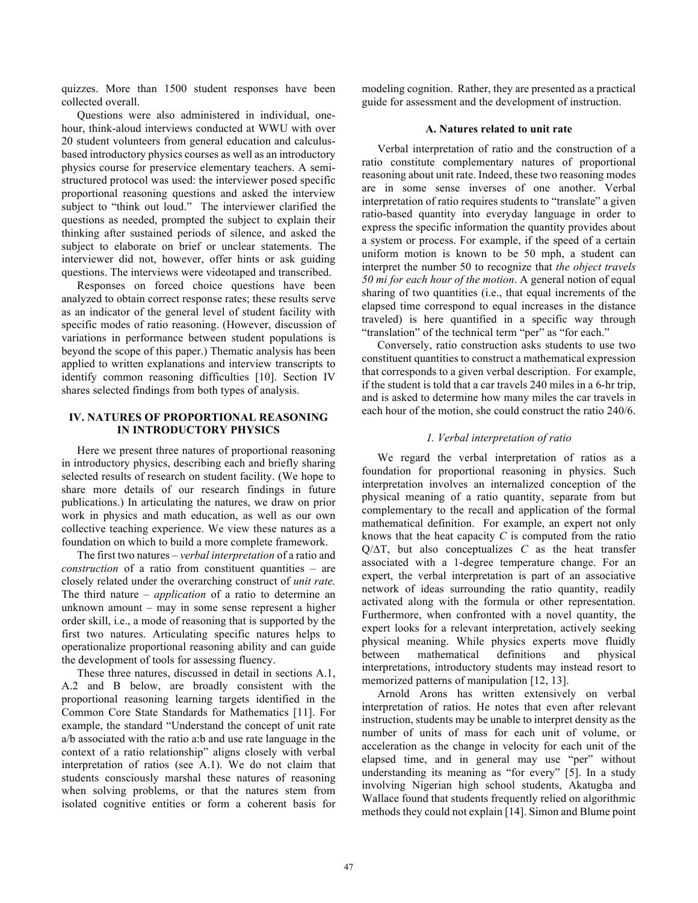quizzes. More than 1500 student responses have been collected overall.

Questions were also administered in individual, one-hour, think-aloud interviews conducted at WWU with over 20 student volunteers from general education and calculus-based introductory physics courses as well as an introductory physics course for preservice elementary teachers. A semi-structured protocol was used: the interviewer posed specific proportional reasoning questions and asked the interview subject to "think out loud." The interviewer clarified the questions as needed, prompted the subject to explain their thinking after sustained periods of silence, and asked the subject to elaborate on brief or unclear statements. The interviewer did not, however, offer hints or ask guiding questions. The interviews were videotaped and transcribed.

Responses on forced choice questions have been analyzed to obtain correct response rates; these results serve as an indicator of the general level of student facility with specific modes of ratio reasoning. (However, discussion of variations in performance between student populations is beyond the scope of this paper.) Thematic analysis has been applied to written explanations and interview transcripts to identify common reasoning difficulties [10]. Section IV shares selected findings from both types of analysis.

## IV. NATURES OF PROPORTIONAL REASONING IN INTRODUCTORY PHYSICS

Here we present three natures of proportional reasoning in introductory physics, describing each and briefly sharing selected results of research on student facility. (We hope to share more details of our research findings in future publications.) In articulating the natures, we draw on prior work in physics and math education, as well as our own collective teaching experience. We view these natures as a foundation on which to build a more complete framework.

The first two natures – *verbal interpretation* of a ratio and *construction* of a ratio from constituent quantities – are closely related under the overarching construct of *unit rate.* The third nature – *application* of a ratio to determine an unknown amount – may in some sense represent a higher order skill, i.e., a mode of reasoning that is supported by the first two natures. Articulating specific natures helps to operationalize proportional reasoning ability and can guide the development of tools for assessing fluency.

These three natures, discussed in detail in sections A.1, A.2 and B below, are broadly consistent with the proportional reasoning learning targets identified in the Common Core State Standards for Mathematics [11]. For example, the standard "Understand the concept of unit rate a/b associated with the ratio a:b and use rate language in the context of a ratio relationship" aligns closely with verbal interpretation of ratios (see A.1). We do not claim that students consciously marshal these natures of reasoning when solving problems, or that the natures stem from isolated cognitive entities or form a coherent basis for modeling cognition. Rather, they are presented as a practical guide for assessment and the development of instruction.

### A. Natures related to unit rate

Verbal interpretation of ratio and the construction of a ratio constitute complementary natures of proportional reasoning about unit rate. Indeed, these two reasoning modes are in some sense inverses of one another. Verbal interpretation of ratio requires students to "translate" a given ratio-based quantity into everyday language in order to express the specific information the quantity provides about a system or process. For example, if the speed of a certain uniform motion is known to be 50 mph, a student can interpret the number 50 to recognize that *the object travels 50 mi for each hour of the motion*. A general notion of equal sharing of two quantities (i.e., that equal increments of the elapsed time correspond to equal increases in the distance traveled) is here quantified in a specific way through "translation" of the technical term "per" as "for each."

Conversely, ratio construction asks students to use two constituent quantities to construct a mathematical expression that corresponds to a given verbal description. For example, if the student is told that a car travels 240 miles in a 6-hr trip, and is asked to determine how many miles the car travels in each hour of the motion, she could construct the ratio 240/6.

#### *1. Verbal interpretation of ratio*

We regard the verbal interpretation of ratios as a foundation for proportional reasoning in physics. Such interpretation involves an internalized conception of the physical meaning of a ratio quantity, separate from but complementary to the recall and application of the formal mathematical definition. For example, an expert not only knows that the heat capacity $C$ is computed from the ratio $Q/\Delta T$, but also conceptualizes $C$ as the heat transfer associated with a 1-degree temperature change. For an expert, the verbal interpretation is part of an associative network of ideas surrounding the ratio quantity, readily activated along with the formula or other representation. Furthermore, when confronted with a novel quantity, the expert looks for a relevant interpretation, actively seeking physical meaning. While physics experts move fluidly between mathematical definitions and physical interpretations, introductory students may instead resort to memorized patterns of manipulation [12, 13].

Arnold Arons has written extensively on verbal interpretation of ratios. He notes that even after relevant instruction, students may be unable to interpret density as the number of units of mass for each unit of volume, or acceleration as the change in velocity for each unit of the elapsed time, and in general may use "per" without understanding its meaning as "for every" [5]. In a study involving Nigerian high school students, Akatugba and Wallace found that students frequently relied on algorithmic methods they could not explain [14]. Simon and Blume point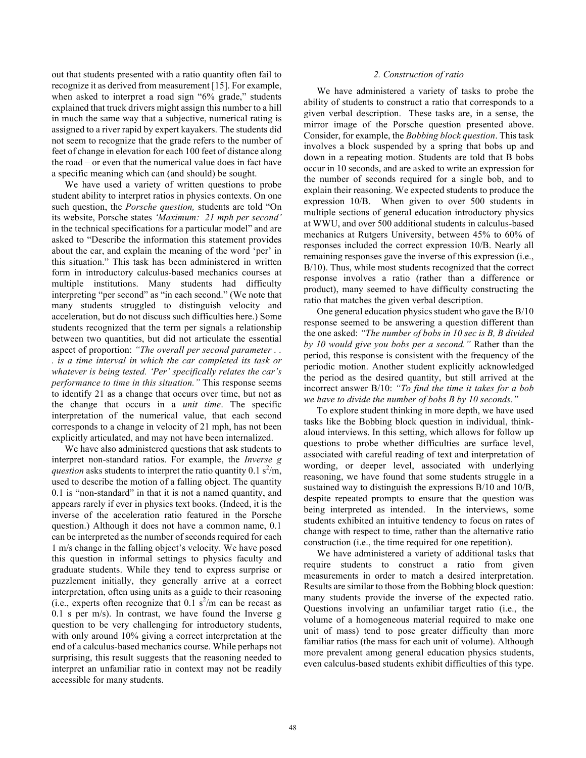out that students presented with a ratio quantity often fail to recognize it as derived from measurement [15]. For example, when asked to interpret a road sign "6% grade," students explained that truck drivers might assign this number to a hill in much the same way that a subjective, numerical rating is assigned to a river rapid by expert kayakers. The students did not seem to recognize that the grade refers to the number of feet of change in elevation for each 100 feet of distance along the road – or even that the numerical value does in fact have a specific meaning which can (and should) be sought.

We have used a variety of written questions to probe student ability to interpret ratios in physics contexts. On one such question, the *Porsche question,* students are told "On its website, Porsche states *'Maximum: 21 mph per second'* in the technical specifications for a particular model" and are asked to "Describe the information this statement provides about the car, and explain the meaning of the word 'per' in this situation." This task has been administered in written form in introductory calculus-based mechanics courses at multiple institutions. Many students had difficulty interpreting "per second" as "in each second." (We note that many students struggled to distinguish velocity and acceleration, but do not discuss such difficulties here.) Some students recognized that the term per signals a relationship between two quantities, but did not articulate the essential aspect of proportion: *"The overall per second parameter . . . is a time interval in which the car completed its task or whatever is being tested. 'Per' specifically relates the car's performance to time in this situation."* This response seems to identify 21 as a change that occurs over time, but not as the change that occurs in a *unit time*. The specific interpretation of the numerical value, that each second corresponds to a change in velocity of 21 mph, has not been explicitly articulated, and may not have been internalized.

We have also administered questions that ask students to interpret non-standard ratios. For example, the *Inverse g question* asks students to interpret the ratio quantity 0.1 $s^2$/m, used to describe the motion of a falling object. The quantity 0.1 is "non-standard" in that it is not a named quantity, and appears rarely if ever in physics text books. (Indeed, it is the inverse of the acceleration ratio featured in the Porsche question.) Although it does not have a common name, 0.1 can be interpreted as the number of seconds required for each 1 m/s change in the falling object's velocity. We have posed this question in informal settings to physics faculty and graduate students. While they tend to express surprise or puzzlement initially, they generally arrive at a correct interpretation, often using units as a guide to their reasoning (i.e., experts often recognize that 0.1 $s^2$/m can be recast as 0.1 s per m/s). In contrast, we have found the Inverse g question to be very challenging for introductory students, with only around 10% giving a correct interpretation at the end of a calculus-based mechanics course. While perhaps not surprising, this result suggests that the reasoning needed to interpret an unfamiliar ratio in context may not be readily accessible for many students.

### *2. Construction of ratio*

We have administered a variety of tasks to probe the ability of students to construct a ratio that corresponds to a given verbal description. These tasks are, in a sense, the mirror image of the Porsche question presented above. Consider, for example, the *Bobbing block question*. This task involves a block suspended by a spring that bobs up and down in a repeating motion. Students are told that B bobs occur in 10 seconds, and are asked to write an expression for the number of seconds required for a single bob, and to explain their reasoning. We expected students to produce the expression 10/B. When given to over 500 students in multiple sections of general education introductory physics at WWU, and over 500 additional students in calculus-based mechanics at Rutgers University, between 45% to 60% of responses included the correct expression 10/B. Nearly all remaining responses gave the inverse of this expression (i.e., B/10). Thus, while most students recognized that the correct response involves a ratio (rather than a difference or product), many seemed to have difficulty constructing the ratio that matches the given verbal description.

One general education physics student who gave the B/10 response seemed to be answering a question different than the one asked: *"The number of bobs in 10 sec is B, B divided by 10 would give you bobs per a second."* Rather than the period, this response is consistent with the frequency of the periodic motion. Another student explicitly acknowledged the period as the desired quantity, but still arrived at the incorrect answer B/10: *"To find the time it takes for a bob we have to divide the number of bobs B by 10 seconds."*

To explore student thinking in more depth, we have used tasks like the Bobbing block question in individual, think-aloud interviews. In this setting, which allows for follow up questions to probe whether difficulties are surface level, associated with careful reading of text and interpretation of wording, or deeper level, associated with underlying reasoning, we have found that some students struggle in a sustained way to distinguish the expressions B/10 and 10/B, despite repeated prompts to ensure that the question was being interpreted as intended. In the interviews, some students exhibited an intuitive tendency to focus on rates of change with respect to time, rather than the alternative ratio construction (i.e., the time required for one repetition).

We have administered a variety of additional tasks that require students to construct a ratio from given measurements in order to match a desired interpretation. Results are similar to those from the Bobbing block question: many students provide the inverse of the expected ratio. Questions involving an unfamiliar target ratio (i.e., the volume of a homogeneous material required to make one unit of mass) tend to pose greater difficulty than more familiar ratios (the mass for each unit of volume). Although more prevalent among general education physics students, even calculus-based students exhibit difficulties of this type.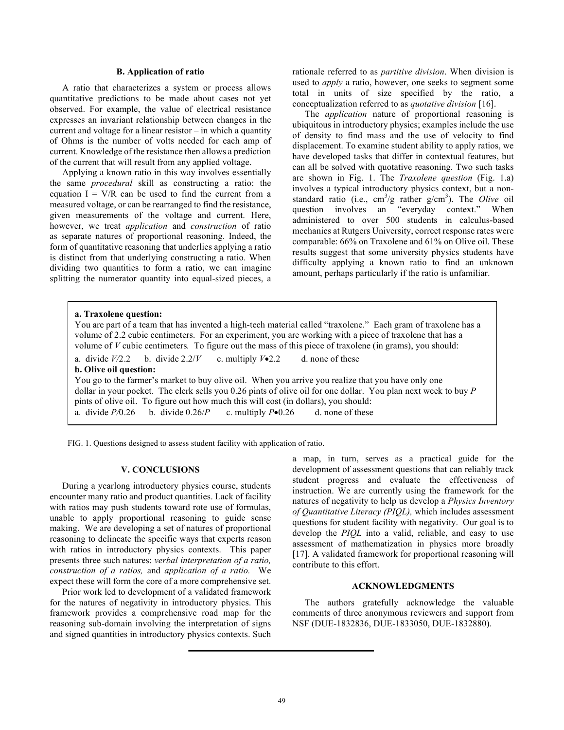### B. Application of ratio

A ratio that characterizes a system or process allows quantitative predictions to be made about cases not yet observed. For example, the value of electrical resistance expresses an invariant relationship between changes in the current and voltage for a linear resistor – in which a quantity of Ohms is the number of volts needed for each amp of current. Knowledge of the resistance then allows a prediction of the current that will result from any applied voltage.

Applying a known ratio in this way involves essentially the same *procedural* skill as constructing a ratio: the equation $I = V/R$ can be used to find the current from a measured voltage, or can be rearranged to find the resistance, given measurements of the voltage and current. Here, however, we treat *application* and *construction* of ratio as separate natures of proportional reasoning. Indeed, the form of quantitative reasoning that underlies applying a ratio is distinct from that underlying constructing a ratio. When dividing two quantities to form a ratio, we can imagine splitting the numerator quantity into equal-sized pieces, a rationale referred to as *partitive division*. When division is used to *apply* a ratio, however, one seeks to segment some total in units of size specified by the ratio, a conceptualization referred to as *quotative division* [16].

The *application* nature of proportional reasoning is ubiquitous in introductory physics; examples include the use of density to find mass and the use of velocity to find displacement. To examine student ability to apply ratios, we have developed tasks that differ in contextual features, but can all be solved with quotative reasoning. Two such tasks are shown in Fig. 1. The *Traxolene question* (Fig. 1.a) involves a typical introductory physics context, but a non-standard ratio (i.e., $cm^3/g$ rather $g/cm^3$). The *Olive* oil question involves an "everyday context." When administered to over 500 students in calculus-based mechanics at Rutgers University, correct response rates were comparable: 66% on Traxolene and 61% on Olive oil. These results suggest that some university physics students have difficulty applying a known ratio to find an unknown amount, perhaps particularly if the ratio is unfamiliar.

**a. Traxolene question:**

You are part of a team that has invented a high-tech material called "traxolene." Each gram of traxolene has a volume of 2.2 cubic centimeters. For an experiment, you are working with a piece of traxolene that has a volume of *V* cubic centimeters. To figure out the mass of this piece of traxolene (in grams), you should:

a. divide $V/2.2$  b. divide $2.2/V$  c. multiply $V \bullet 2.2$  d. none of these

**b. Olive oil question:**

You go to the farmer's market to buy olive oil. When you arrive you realize that you have only one dollar in your pocket. The clerk sells you 0.26 pints of olive oil for one dollar. You plan next week to buy *P* pints of olive oil. To figure out how much this will cost (in dollars), you should:

a. divide $P/0.26$  b. divide $0.26/P$  c. multiply $P \bullet 0.26$  d. none of these

FIG. 1. Questions designed to assess student facility with application of ratio.

## V. CONCLUSIONS

During a yearlong introductory physics course, students encounter many ratio and product quantities. Lack of facility with ratios may push students toward rote use of formulas, unable to apply proportional reasoning to guide sense making. We are developing a set of natures of proportional reasoning to delineate the specific ways that experts reason with ratios in introductory physics contexts. This paper presents three such natures: *verbal interpretation of a ratio, construction of a ratios,* and *application of a ratio.* We expect these will form the core of a more comprehensive set.

Prior work led to development of a validated framework for the natures of negativity in introductory physics. This framework provides a comprehensive road map for the reasoning sub-domain involving the interpretation of signs and signed quantities in introductory physics contexts. Such a map, in turn, serves as a practical guide for the development of assessment questions that can reliably track student progress and evaluate the effectiveness of instruction. We are currently using the framework for the natures of negativity to help us develop a *Physics Inventory of Quantitative Literacy (PIQL),* which includes assessment questions for student facility with negativity. Our goal is to develop the *PIQL* into a valid, reliable, and easy to use assessment of mathematization in physics more broadly [17]. A validated framework for proportional reasoning will contribute to this effort.

## ACKNOWLEDGMENTS

The authors gratefully acknowledge the valuable comments of three anonymous reviewers and support from NSF (DUE-1832836, DUE-1833050, DUE-1832880).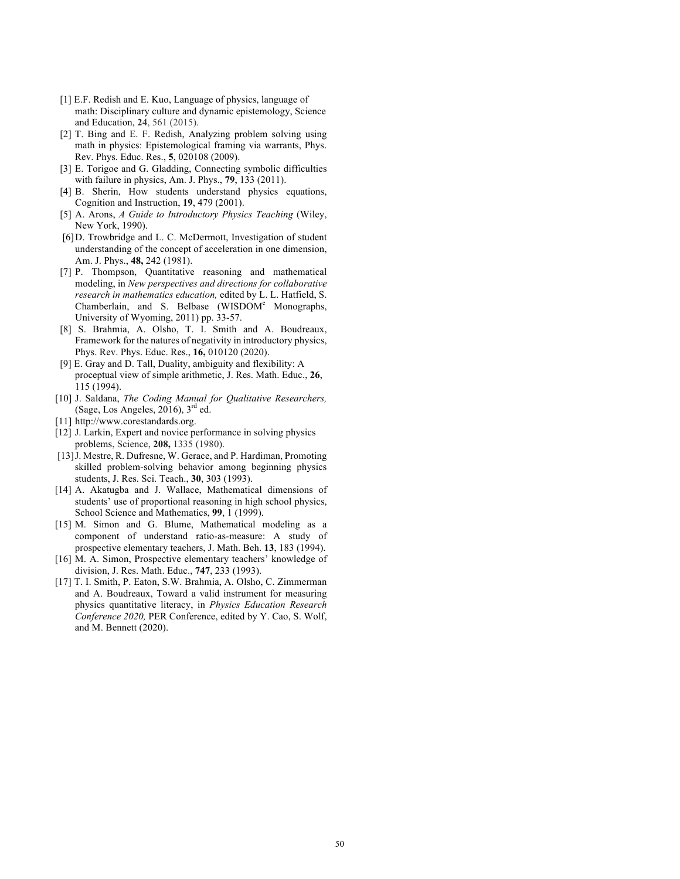[1] E.F. Redish and E. Kuo, Language of physics, language of math: Disciplinary culture and dynamic epistemology, Science and Education, **24**, 561 (2015).

[2] T. Bing and E. F. Redish, Analyzing problem solving using math in physics: Epistemological framing via warrants, Phys. Rev. Phys. Educ. Res., **5**, 020108 (2009).

[3] E. Torigoe and G. Gladding, Connecting symbolic difficulties with failure in physics, Am. J. Phys., **79**, 133 (2011).

[4] B. Sherin, How students understand physics equations, Cognition and Instruction, **19**, 479 (2001).

[5] A. Arons, *A Guide to Introductory Physics Teaching* (Wiley, New York, 1990).

[6] D. Trowbridge and L. C. McDermott, Investigation of student understanding of the concept of acceleration in one dimension, Am. J. Phys., **48,** 242 (1981).

[7] P. Thompson, Quantitative reasoning and mathematical modeling, in *New perspectives and directions for collaborative research in mathematics education,* edited by L. L. Hatfield, S. Chamberlain, and S. Belbase (WISDOM[e] Monographs, University of Wyoming, 2011) pp. 33-57.

[8] S. Brahmia, A. Olsho, T. I. Smith and A. Boudreaux, Framework for the natures of negativity in introductory physics, Phys. Rev. Phys. Educ. Res., **16,** 010120 (2020).

[9] E. Gray and D. Tall, Duality, ambiguity and flexibility: A proceptual view of simple arithmetic, J. Res. Math. Educ., **26**, 115 (1994).

[10] J. Saldana, *The Coding Manual for Qualitative Researchers,* (Sage, Los Angeles, 2016), 3rd ed.

[11] http://www.corestandards.org.

[12] J. Larkin, Expert and novice performance in solving physics problems, Science, **208,** 1335 (1980).

[13] J. Mestre, R. Dufresne, W. Gerace, and P. Hardiman, Promoting skilled problem-solving behavior among beginning physics students, J. Res. Sci. Teach., **30**, 303 (1993).

[14] A. Akatugba and J. Wallace, Mathematical dimensions of students' use of proportional reasoning in high school physics, School Science and Mathematics, **99**, 1 (1999).

[15] M. Simon and G. Blume, Mathematical modeling as a component of understand ratio-as-measure: A study of prospective elementary teachers, J. Math. Beh. **13**, 183 (1994).

[16] M. A. Simon, Prospective elementary teachers' knowledge of division, J. Res. Math. Educ., **747**, 233 (1993).

[17] T. I. Smith, P. Eaton, S.W. Brahmia, A. Olsho, C. Zimmerman and A. Boudreaux, Toward a valid instrument for measuring physics quantitative literacy, in *Physics Education Research Conference 2020,* PER Conference, edited by Y. Cao, S. Wolf, and M. Bennett (2020).